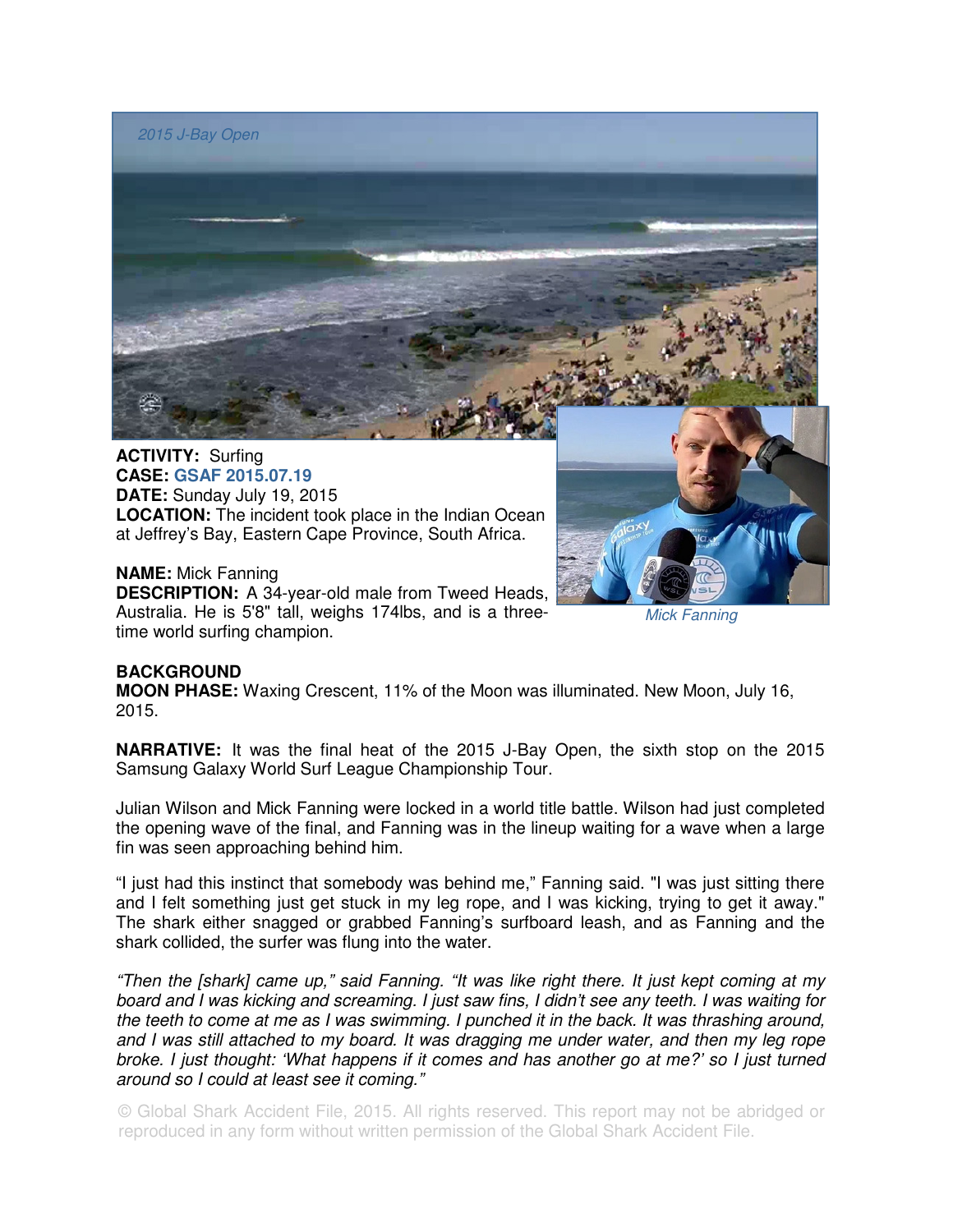2015 J-Bay Open

**ACTIVITY:** Surfing
**CASE:** **GSAF 2015.07.19**
**DATE:** Sunday July 19, 2015
**LOCATION:** The incident took place in the Indian Ocean at Jeffrey's Bay, Eastern Cape Province, South Africa.

**NAME:** Mick Fanning
**DESCRIPTION:** A 34-year-old male from Tweed Heads, Australia. He is 5'8" tall, weighs 174lbs, and is a three-time world surfing champion.

*Mick Fanning*

**BACKGROUND**
**MOON PHASE:** Waxing Crescent, 11% of the Moon was illuminated. New Moon, July 16, 2015.

**NARRATIVE:** It was the final heat of the 2015 J-Bay Open, the sixth stop on the 2015 Samsung Galaxy World Surf League Championship Tour.

Julian Wilson and Mick Fanning were locked in a world title battle. Wilson had just completed the opening wave of the final, and Fanning was in the lineup waiting for a wave when a large fin was seen approaching behind him.

"I just had this instinct that somebody was behind me," Fanning said. "I was just sitting there and I felt something just get stuck in my leg rope, and I was kicking, trying to get it away." The shark either snagged or grabbed Fanning's surfboard leash, and as Fanning and the shark collided, the surfer was flung into the water.

*"Then the [shark] came up," said Fanning. "It was like right there. It just kept coming at my board and I was kicking and screaming. I just saw fins, I didn't see any teeth. I was waiting for the teeth to come at me as I was swimming. I punched it in the back. It was thrashing around, and I was still attached to my board. It was dragging me under water, and then my leg rope broke. I just thought: 'What happens if it comes and has another go at me?' so I just turned around so I could at least see it coming."*

© Global Shark Accident File, 2015. All rights reserved. This report may not be abridged or reproduced in any form without written permission of the Global Shark Accident File.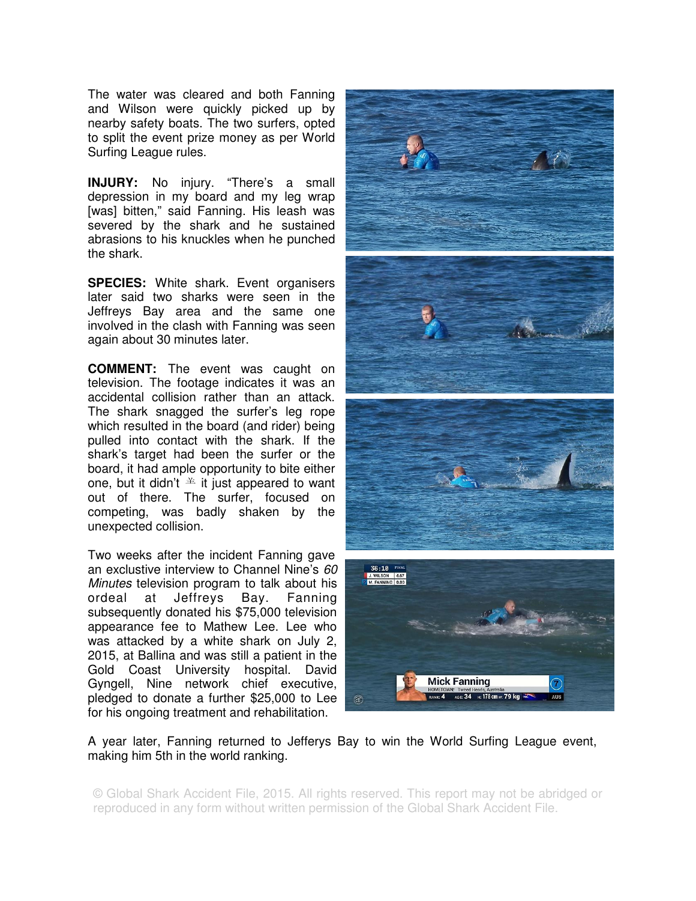The water was cleared and both Fanning and Wilson were quickly picked up by nearby safety boats. The two surfers, opted to split the event prize money as per World Surfing League rules.

**INJURY:** No injury. "There's a small depression in my board and my leg wrap [was] bitten," said Fanning. His leash was severed by the shark and he sustained abrasions to his knuckles when he punched the shark.

**SPECIES:** White shark. Event organisers later said two sharks were seen in the Jeffreys Bay area and the same one involved in the clash with Fanning was seen again about 30 minutes later.

**COMMENT:** The event was caught on television. The footage indicates it was an accidental collision rather than an attack. The shark snagged the surfer's leg rope which resulted in the board (and rider) being pulled into contact with the shark. If the shark's target had been the surfer or the board, it had ample opportunity to bite either one, but it didn't 一 it just appeared to want out of there. The surfer, focused on competing, was badly shaken by the unexpected collision.

Two weeks after the incident Fanning gave an exclustive interview to Channel Nine's *60 Minutes* television program to talk about his ordeal at Jeffreys Bay. Fanning subsequently donated his $75,000 television appearance fee to Mathew Lee. Lee who was attacked by a white shark on July 2, 2015, at Ballina and was still a patient in the Gold Coast University hospital. David Gyngell, Nine network chief executive, pledged to donate a further $25,000 to Lee for his ongoing treatment and rehabilitation.

A year later, Fanning returned to Jefferys Bay to win the World Surfing League event, making him 5th in the world ranking.

© Global Shark Accident File, 2015. All rights reserved. This report may not be abridged or reproduced in any form without written permission of the Global Shark Accident File.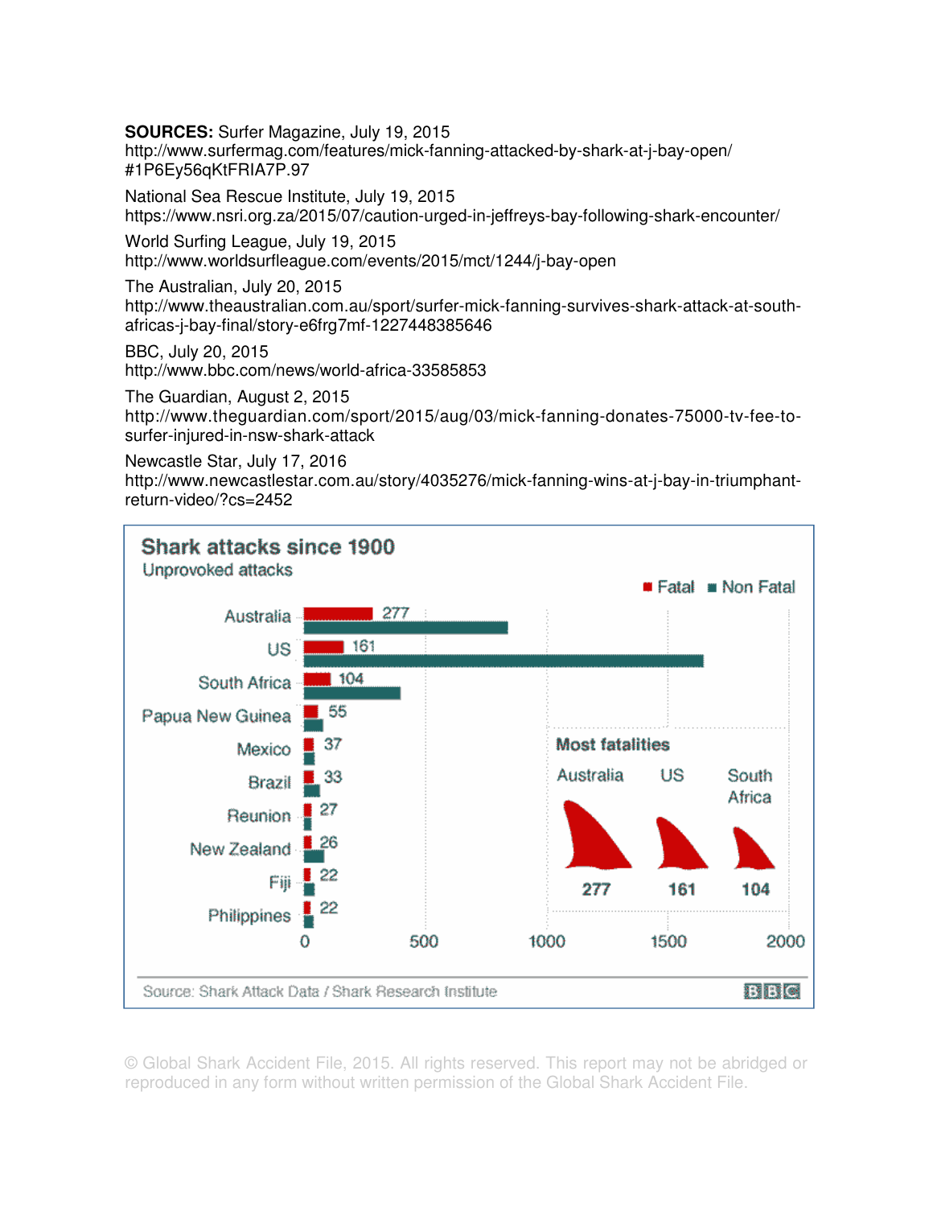**SOURCES:** Surfer Magazine, July 19, 2015
http://www.surfermag.com/features/mick-fanning-attacked-by-shark-at-j-bay-open/#1P6Ey56qKtFRIA7P.97

National Sea Rescue Institute, July 19, 2015
https://www.nsri.org.za/2015/07/caution-urged-in-jeffreys-bay-following-shark-encounter/

World Surfing League, July 19, 2015
http://www.worldsurfleague.com/events/2015/mct/1244/j-bay-open

The Australian, July 20, 2015
http://www.theaustralian.com.au/sport/surfer-mick-fanning-survives-shark-attack-at-south-africas-j-bay-final/story-e6frg7mf-1227448385646

BBC, July 20, 2015
http://www.bbc.com/news/world-africa-33585853

The Guardian, August 2, 2015
http://www.theguardian.com/sport/2015/aug/03/mick-fanning-donates-75000-tv-fee-to-surfer-injured-in-nsw-shark-attack

Newcastle Star, July 17, 2016
http://www.newcastlestar.com.au/story/4035276/mick-fanning-wins-at-j-bay-in-triumphant-return-video/?cs=2452

**Shark attacks since 1900**
Unprovoked attacks

| Country | Fatal |
|---|---|
| Australia | 277 |
| US | 161 |
| South Africa | 104 |
| Papua New Guinea | 55 |
| Mexico | 37 |
| Brazil | 33 |
| Reunion | 27 |
| New Zealand | 26 |
| Fiji | 22 |
| Philippines | 22 |

Most fatalities: Australia 277, US 161, South Africa 104

Source: Shark Attack Data / Shark Research Institute — BBC

© Global Shark Accident File, 2015. All rights reserved. This report may not be abridged or reproduced in any form without written permission of the Global Shark Accident File.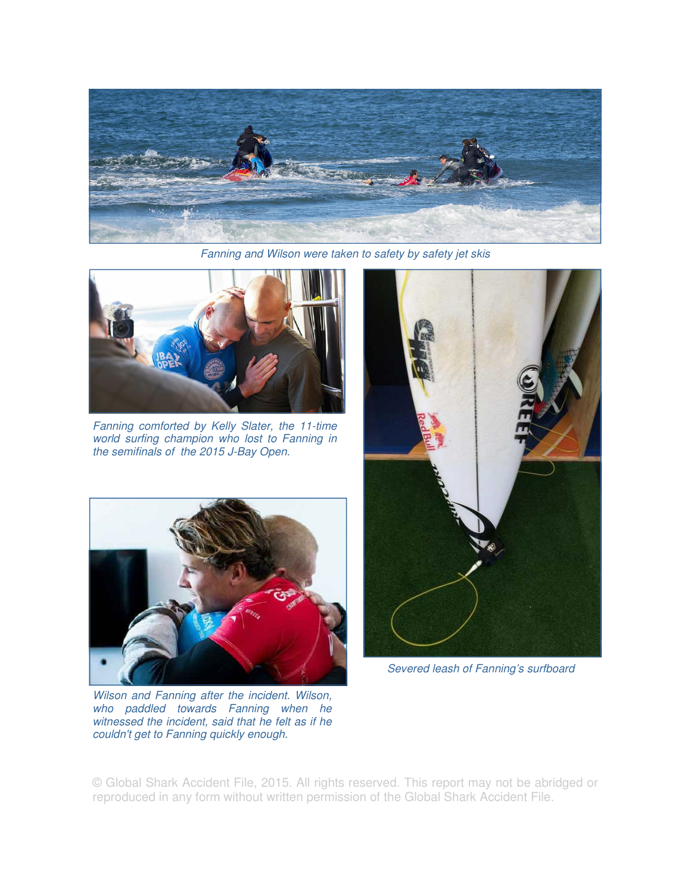*Fanning and Wilson were taken to safety by safety jet skis*

*Fanning comforted by Kelly Slater, the 11-time world surfing champion who lost to Fanning in the semifinals of the 2015 J-Bay Open.*

*Severed leash of Fanning's surfboard*

*Wilson and Fanning after the incident. Wilson, who paddled towards Fanning when he witnessed the incident, said that he felt as if he couldn't get to Fanning quickly enough.*

© Global Shark Accident File, 2015. All rights reserved. This report may not be abridged or reproduced in any form without written permission of the Global Shark Accident File.